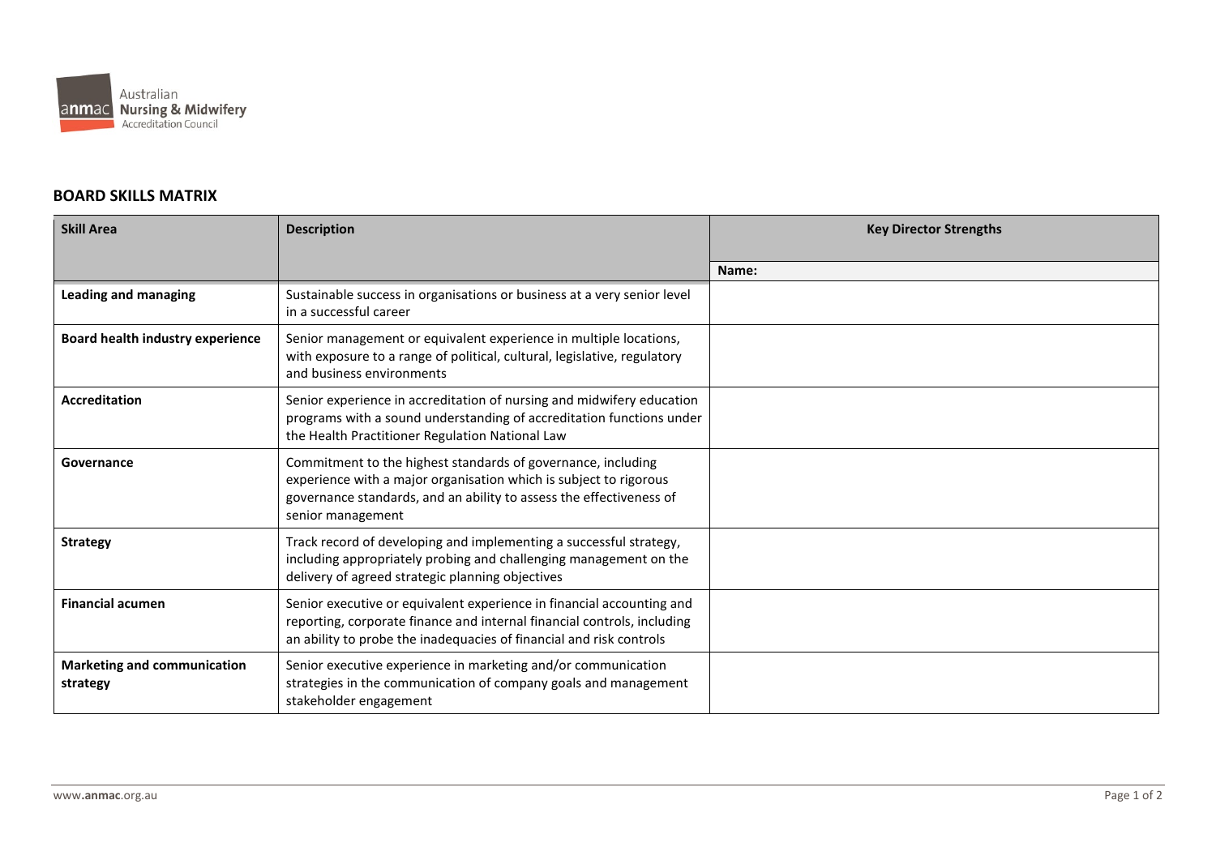Australian **Nursing & Midwifery** Accreditation Council

## BOARD SKILLS MATRIX

| Skill Area | Description | Key Director Strengths |
|---|---|---|
| | | **Name:** |
| **Leading and managing** | Sustainable success in organisations or business at a very senior level in a successful career | |
| **Board health industry experience** | Senior management or equivalent experience in multiple locations, with exposure to a range of political, cultural, legislative, regulatory and business environments | |
| **Accreditation** | Senior experience in accreditation of nursing and midwifery education programs with a sound understanding of accreditation functions under the Health Practitioner Regulation National Law | |
| **Governance** | Commitment to the highest standards of governance, including experience with a major organisation which is subject to rigorous governance standards, and an ability to assess the effectiveness of senior management | |
| **Strategy** | Track record of developing and implementing a successful strategy, including appropriately probing and challenging management on the delivery of agreed strategic planning objectives | |
| **Financial acumen** | Senior executive or equivalent experience in financial accounting and reporting, corporate finance and internal financial controls, including an ability to probe the inadequacies of financial and risk controls | |
| **Marketing and communication strategy** | Senior executive experience in marketing and/or communication strategies in the communication of company goals and management stakeholder engagement | |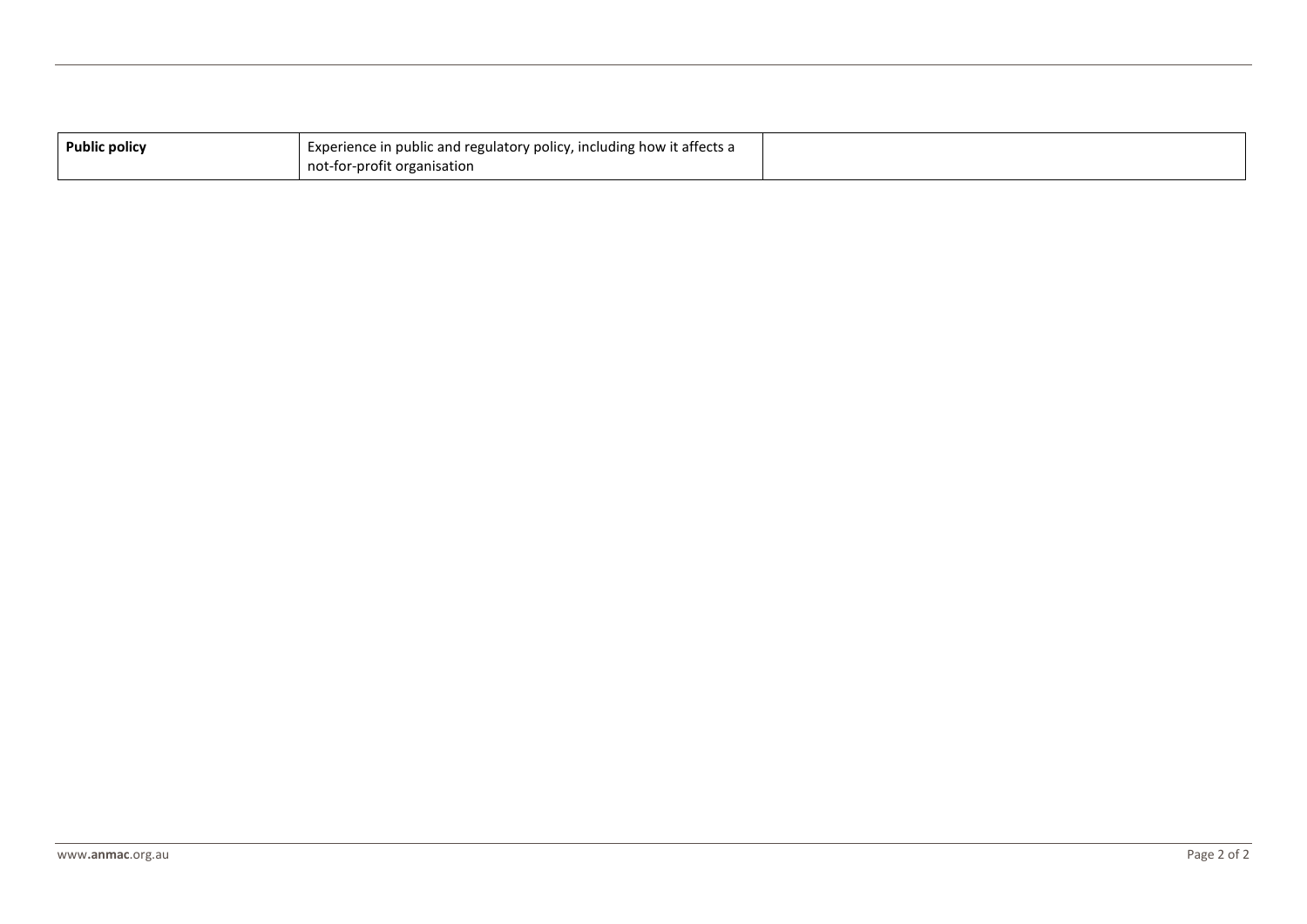| | | |
|---|---|---|
| **Public policy** | Experience in public and regulatory policy, including how it affects a not-for-profit organisation | |